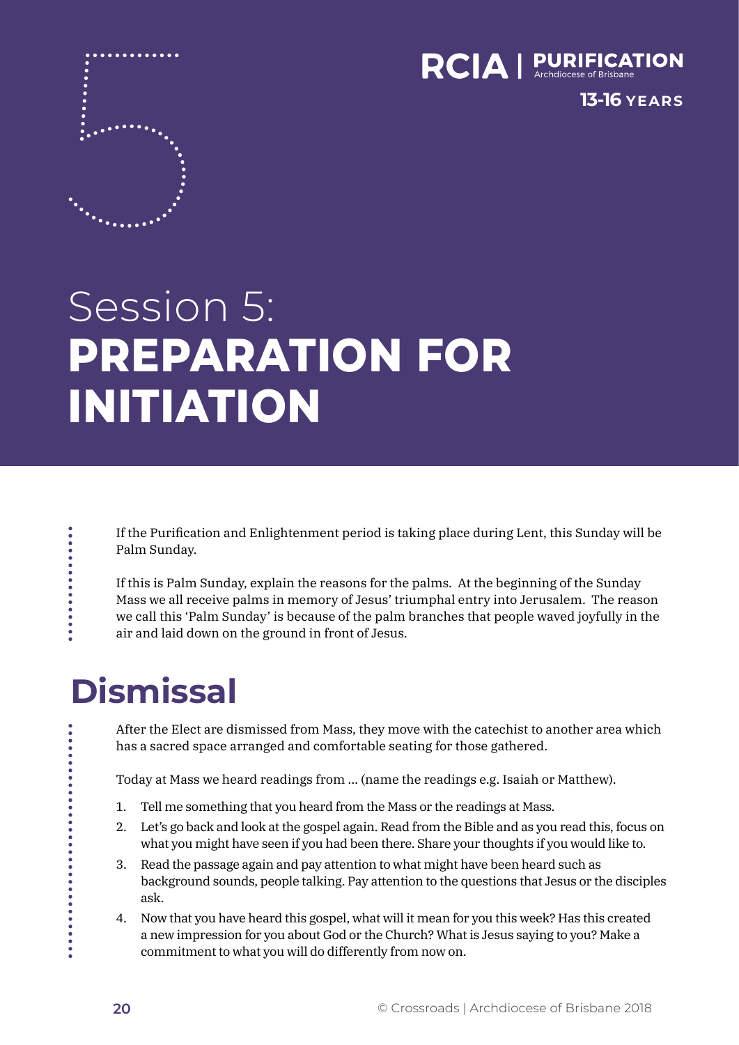RCIA | PURIFICATION
Archdiocese of Brisbane

13-16 YEARS

# Session 5: PREPARATION FOR INITIATION

If the Purification and Enlightenment period is taking place during Lent, this Sunday will be Palm Sunday.

If this is Palm Sunday, explain the reasons for the palms. At the beginning of the Sunday Mass we all receive palms in memory of Jesus' triumphal entry into Jerusalem. The reason we call this 'Palm Sunday' is because of the palm branches that people waved joyfully in the air and laid down on the ground in front of Jesus.

## Dismissal

After the Elect are dismissed from Mass, they move with the catechist to another area which has a sacred space arranged and comfortable seating for those gathered.

Today at Mass we heard readings from ... (name the readings e.g. Isaiah or Matthew).

1. Tell me something that you heard from the Mass or the readings at Mass.
2. Let's go back and look at the gospel again. Read from the Bible and as you read this, focus on what you might have seen if you had been there. Share your thoughts if you would like to.
3. Read the passage again and pay attention to what might have been heard such as background sounds, people talking. Pay attention to the questions that Jesus or the disciples ask.
4. Now that you have heard this gospel, what will it mean for you this week? Has this created a new impression for you about God or the Church? What is Jesus saying to you? Make a commitment to what you will do differently from now on.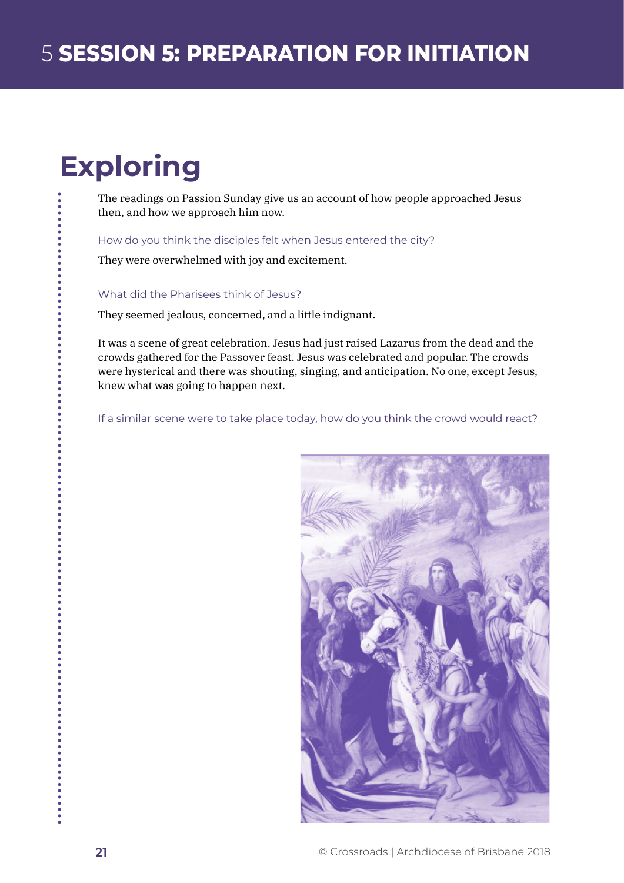# 5 SESSION 5: PREPARATION FOR INITIATION

## Exploring

The readings on Passion Sunday give us an account of how people approached Jesus then, and how we approach him now.

How do you think the disciples felt when Jesus entered the city?

They were overwhelmed with joy and excitement.

What did the Pharisees think of Jesus?

They seemed jealous, concerned, and a little indignant.

It was a scene of great celebration. Jesus had just raised Lazarus from the dead and the crowds gathered for the Passover feast. Jesus was celebrated and popular. The crowds were hysterical and there was shouting, singing, and anticipation. No one, except Jesus, knew what was going to happen next.

If a similar scene were to take place today, how do you think the crowd would react?

© Crossroads | Archdiocese of Brisbane 2018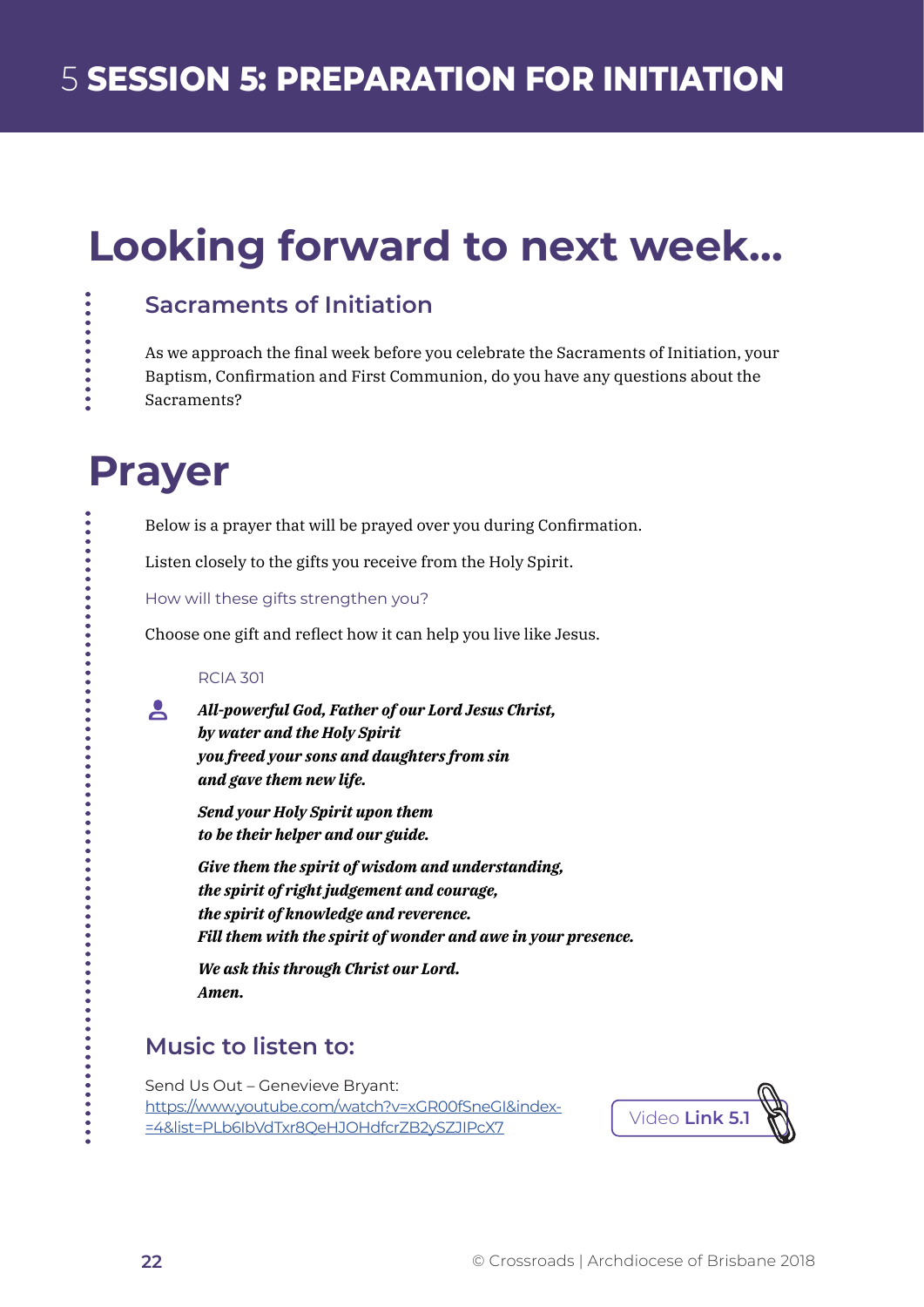# 5 SESSION 5: PREPARATION FOR INITIATION

# Looking forward to next week...

## Sacraments of Initiation

As we approach the final week before you celebrate the Sacraments of Initiation, your Baptism, Confirmation and First Communion, do you have any questions about the Sacraments?

# Prayer

Below is a prayer that will be prayed over you during Confirmation.

Listen closely to the gifts you receive from the Holy Spirit.

How will these gifts strengthen you?

Choose one gift and reflect how it can help you live like Jesus.

RCIA 301

***All-powerful God, Father of our Lord Jesus Christ,***
***by water and the Holy Spirit***
***you freed your sons and daughters from sin***
***and gave them new life.***

***Send your Holy Spirit upon them***
***to be their helper and our guide.***

***Give them the spirit of wisdom and understanding,***
***the spirit of right judgement and courage,***
***the spirit of knowledge and reverence.***
***Fill them with the spirit of wonder and awe in your presence.***

***We ask this through Christ our Lord.***
***Amen.***

## Music to listen to:

Send Us Out – Genevieve Bryant:
https://www.youtube.com/watch?v=xGR00fSneGI&index=4&list=PLb6IbVdTxr8QeHJOHdfcrZB2ySZJIPcX7

Video **Link 5.1**

© Crossroads | Archdiocese of Brisbane 2018